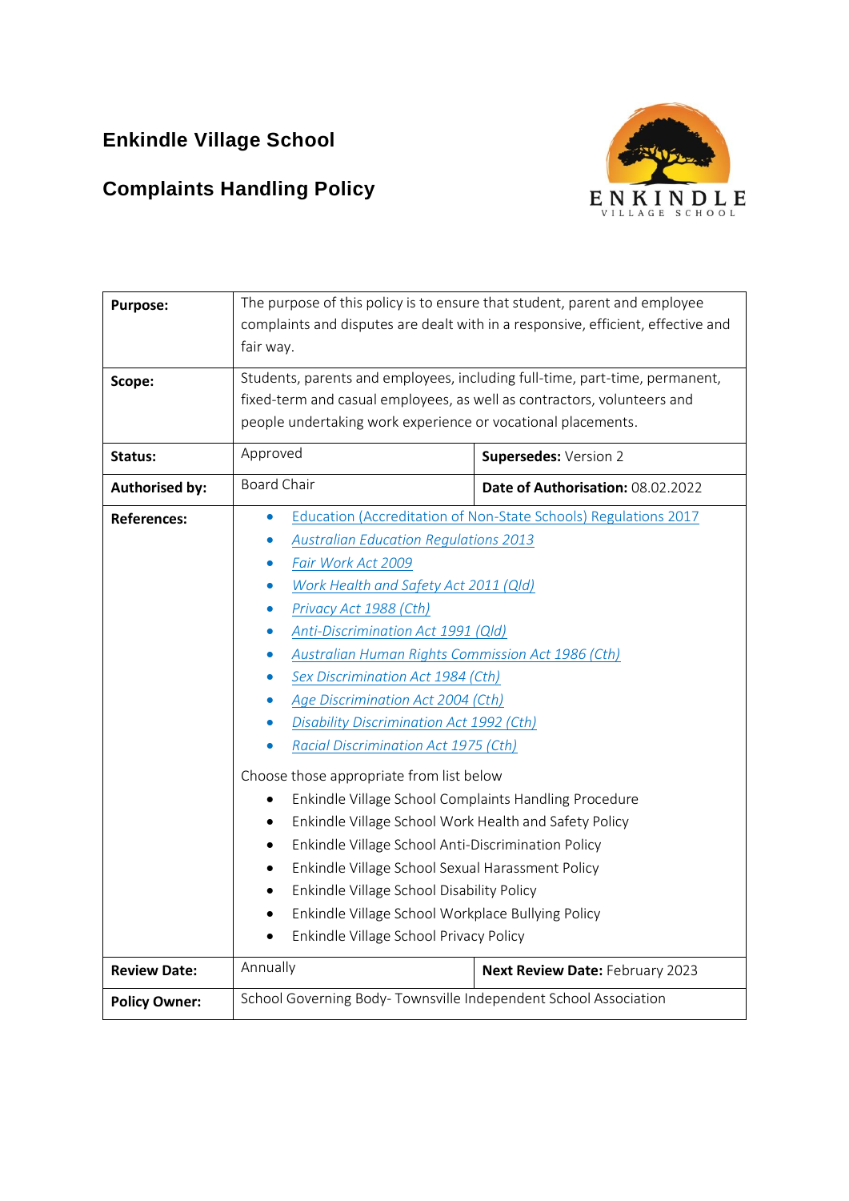# Enkindle Village School

## Complaints Handling Policy

| | | |
|---|---|---|
| **Purpose:** | The purpose of this policy is to ensure that student, parent and employee complaints and disputes are dealt with in a responsive, efficient, effective and fair way. | |
| **Scope:** | Students, parents and employees, including full-time, part-time, permanent, fixed-term and casual employees, as well as contractors, volunteers and people undertaking work experience or vocational placements. | |
| **Status:** | Approved | **Supersedes:** Version 2 |
| **Authorised by:** | Board Chair | **Date of Authorisation:** 08.02.2022 |
| **References:** | • Education (Accreditation of Non-State Schools) Regulations 2017<br>• *Australian Education Regulations 2013*<br>• *Fair Work Act 2009*<br>• *Work Health and Safety Act 2011 (Qld)*<br>• *Privacy Act 1988 (Cth)*<br>• *Anti-Discrimination Act 1991 (Qld)*<br>• *Australian Human Rights Commission Act 1986 (Cth)*<br>• *Sex Discrimination Act 1984 (Cth)*<br>• *Age Discrimination Act 2004 (Cth)*<br>• *Disability Discrimination Act 1992 (Cth)*<br>• *Racial Discrimination Act 1975 (Cth)*<br><br>Choose those appropriate from list below<br>• Enkindle Village School Complaints Handling Procedure<br>• Enkindle Village School Work Health and Safety Policy<br>• Enkindle Village School Anti-Discrimination Policy<br>• Enkindle Village School Sexual Harassment Policy<br>• Enkindle Village School Disability Policy<br>• Enkindle Village School Workplace Bullying Policy<br>• Enkindle Village School Privacy Policy | |
| **Review Date:** | Annually | **Next Review Date:** February 2023 |
| **Policy Owner:** | School Governing Body- Townsville Independent School Association | |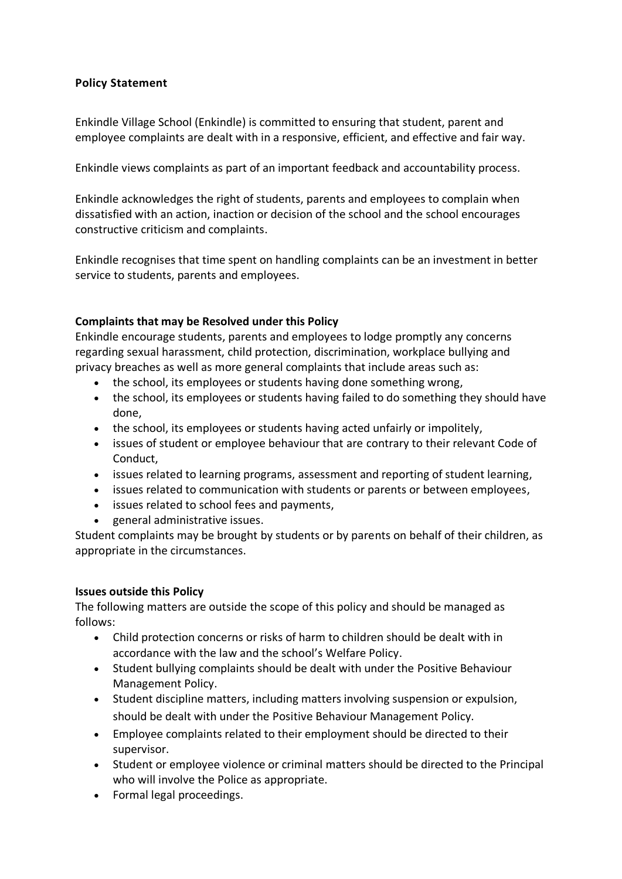**Policy Statement**

Enkindle Village School (Enkindle) is committed to ensuring that student, parent and employee complaints are dealt with in a responsive, efficient, and effective and fair way.

Enkindle views complaints as part of an important feedback and accountability process.

Enkindle acknowledges the right of students, parents and employees to complain when dissatisfied with an action, inaction or decision of the school and the school encourages constructive criticism and complaints.

Enkindle recognises that time spent on handling complaints can be an investment in better service to students, parents and employees.

**Complaints that may be Resolved under this Policy**

Enkindle encourage students, parents and employees to lodge promptly any concerns regarding sexual harassment, child protection, discrimination, workplace bullying and privacy breaches as well as more general complaints that include areas such as:

- the school, its employees or students having done something wrong,
- the school, its employees or students having failed to do something they should have done,
- the school, its employees or students having acted unfairly or impolitely,
- issues of student or employee behaviour that are contrary to their relevant Code of Conduct,
- issues related to learning programs, assessment and reporting of student learning,
- issues related to communication with students or parents or between employees,
- issues related to school fees and payments,
- general administrative issues.

Student complaints may be brought by students or by parents on behalf of their children, as appropriate in the circumstances.

**Issues outside this Policy**

The following matters are outside the scope of this policy and should be managed as follows:

- Child protection concerns or risks of harm to children should be dealt with in accordance with the law and the school's Welfare Policy.
- Student bullying complaints should be dealt with under the Positive Behaviour Management Policy.
- Student discipline matters, including matters involving suspension or expulsion, should be dealt with under the Positive Behaviour Management Policy.
- Employee complaints related to their employment should be directed to their supervisor.
- Student or employee violence or criminal matters should be directed to the Principal who will involve the Police as appropriate.
- Formal legal proceedings.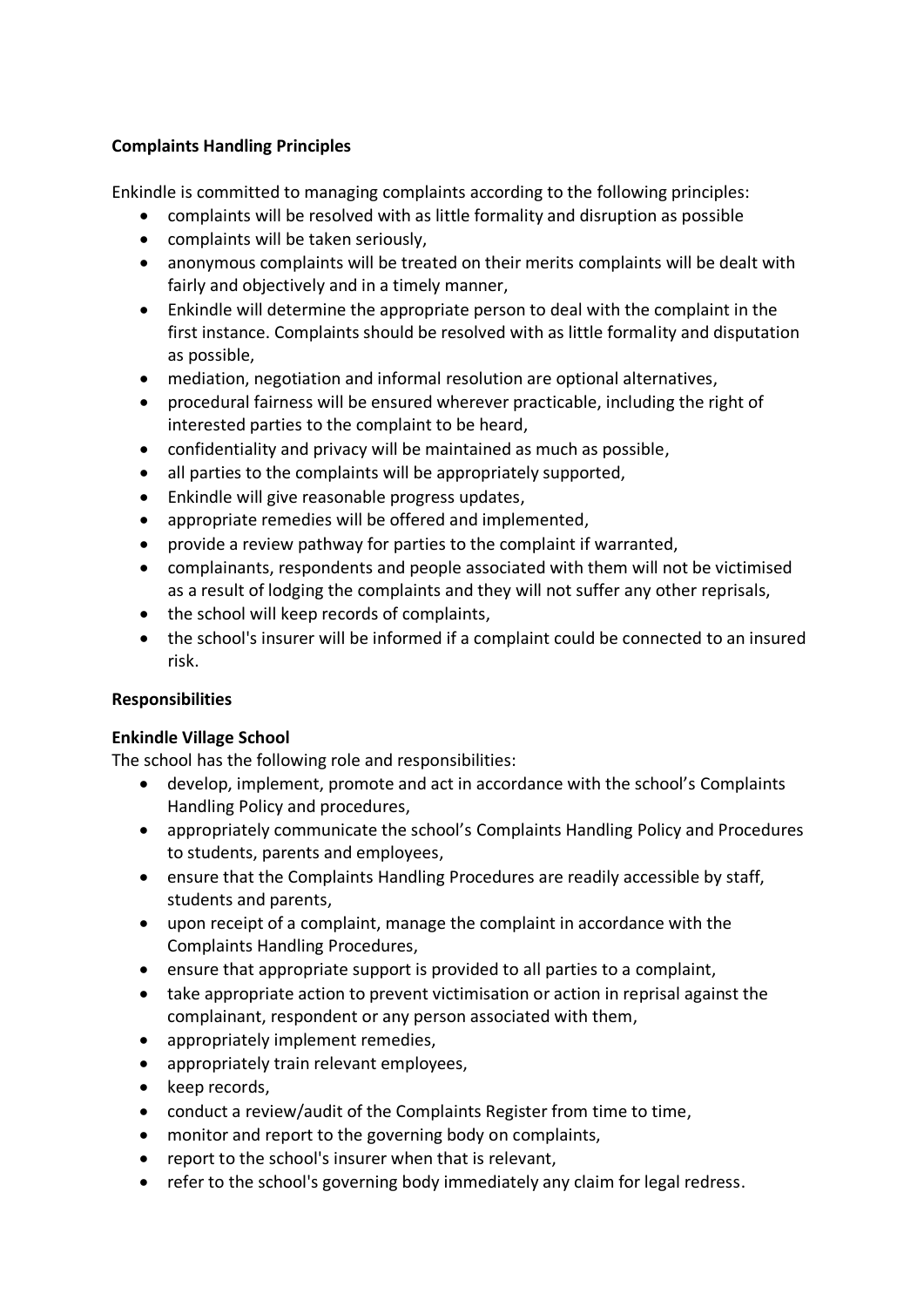**Complaints Handling Principles**

Enkindle is committed to managing complaints according to the following principles:

- complaints will be resolved with as little formality and disruption as possible
- complaints will be taken seriously,
- anonymous complaints will be treated on their merits complaints will be dealt with fairly and objectively and in a timely manner,
- Enkindle will determine the appropriate person to deal with the complaint in the first instance. Complaints should be resolved with as little formality and disputation as possible,
- mediation, negotiation and informal resolution are optional alternatives,
- procedural fairness will be ensured wherever practicable, including the right of interested parties to the complaint to be heard,
- confidentiality and privacy will be maintained as much as possible,
- all parties to the complaints will be appropriately supported,
- Enkindle will give reasonable progress updates,
- appropriate remedies will be offered and implemented,
- provide a review pathway for parties to the complaint if warranted,
- complainants, respondents and people associated with them will not be victimised as a result of lodging the complaints and they will not suffer any other reprisals,
- the school will keep records of complaints,
- the school's insurer will be informed if a complaint could be connected to an insured risk.

**Responsibilities**

**Enkindle Village School**

The school has the following role and responsibilities:

- develop, implement, promote and act in accordance with the school's Complaints Handling Policy and procedures,
- appropriately communicate the school's Complaints Handling Policy and Procedures to students, parents and employees,
- ensure that the Complaints Handling Procedures are readily accessible by staff, students and parents,
- upon receipt of a complaint, manage the complaint in accordance with the Complaints Handling Procedures,
- ensure that appropriate support is provided to all parties to a complaint,
- take appropriate action to prevent victimisation or action in reprisal against the complainant, respondent or any person associated with them,
- appropriately implement remedies,
- appropriately train relevant employees,
- keep records,
- conduct a review/audit of the Complaints Register from time to time,
- monitor and report to the governing body on complaints,
- report to the school's insurer when that is relevant,
- refer to the school's governing body immediately any claim for legal redress.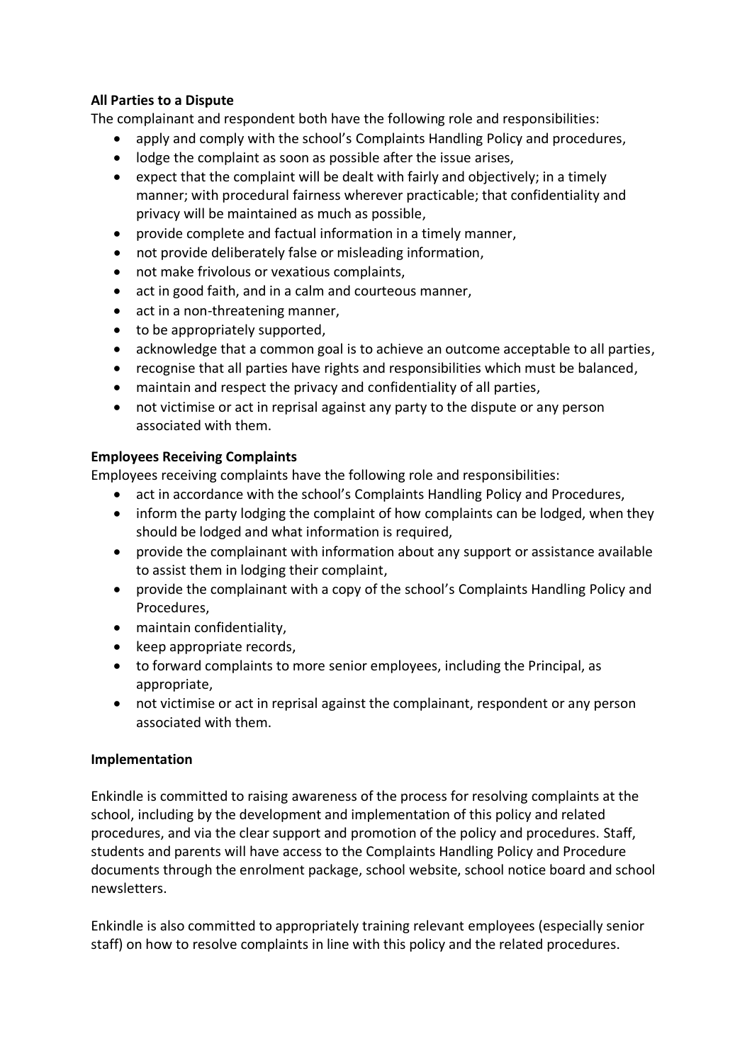**All Parties to a Dispute**

The complainant and respondent both have the following role and responsibilities:

- apply and comply with the school's Complaints Handling Policy and procedures,
- lodge the complaint as soon as possible after the issue arises,
- expect that the complaint will be dealt with fairly and objectively; in a timely manner; with procedural fairness wherever practicable; that confidentiality and privacy will be maintained as much as possible,
- provide complete and factual information in a timely manner,
- not provide deliberately false or misleading information,
- not make frivolous or vexatious complaints,
- act in good faith, and in a calm and courteous manner,
- act in a non-threatening manner,
- to be appropriately supported,
- acknowledge that a common goal is to achieve an outcome acceptable to all parties,
- recognise that all parties have rights and responsibilities which must be balanced,
- maintain and respect the privacy and confidentiality of all parties,
- not victimise or act in reprisal against any party to the dispute or any person associated with them.

**Employees Receiving Complaints**

Employees receiving complaints have the following role and responsibilities:

- act in accordance with the school's Complaints Handling Policy and Procedures,
- inform the party lodging the complaint of how complaints can be lodged, when they should be lodged and what information is required,
- provide the complainant with information about any support or assistance available to assist them in lodging their complaint,
- provide the complainant with a copy of the school's Complaints Handling Policy and Procedures,
- maintain confidentiality,
- keep appropriate records,
- to forward complaints to more senior employees, including the Principal, as appropriate,
- not victimise or act in reprisal against the complainant, respondent or any person associated with them.

**Implementation**

Enkindle is committed to raising awareness of the process for resolving complaints at the school, including by the development and implementation of this policy and related procedures, and via the clear support and promotion of the policy and procedures. Staff, students and parents will have access to the Complaints Handling Policy and Procedure documents through the enrolment package, school website, school notice board and school newsletters.

Enkindle is also committed to appropriately training relevant employees (especially senior staff) on how to resolve complaints in line with this policy and the related procedures.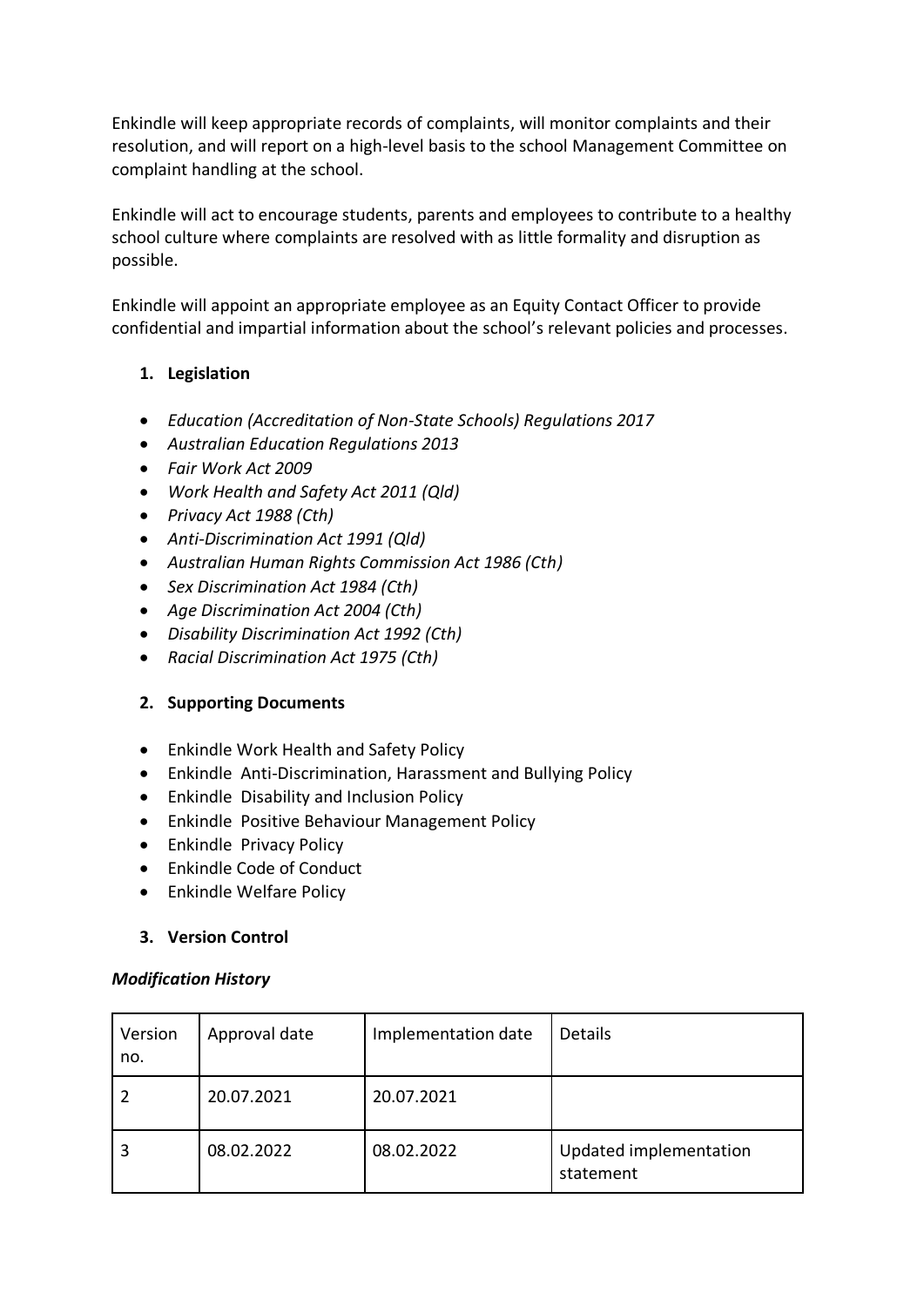Enkindle will keep appropriate records of complaints, will monitor complaints and their resolution, and will report on a high-level basis to the school Management Committee on complaint handling at the school.

Enkindle will act to encourage students, parents and employees to contribute to a healthy school culture where complaints are resolved with as little formality and disruption as possible.

Enkindle will appoint an appropriate employee as an Equity Contact Officer to provide confidential and impartial information about the school's relevant policies and processes.

1. **Legislation**

- *Education (Accreditation of Non-State Schools) Regulations 2017*
- *Australian Education Regulations 2013*
- *Fair Work Act 2009*
- *Work Health and Safety Act 2011 (Qld)*
- *Privacy Act 1988 (Cth)*
- *Anti-Discrimination Act 1991 (Qld)*
- *Australian Human Rights Commission Act 1986 (Cth)*
- *Sex Discrimination Act 1984 (Cth)*
- *Age Discrimination Act 2004 (Cth)*
- *Disability Discrimination Act 1992 (Cth)*
- *Racial Discrimination Act 1975 (Cth)*

2. **Supporting Documents**

- Enkindle Work Health and Safety Policy
- Enkindle Anti-Discrimination, Harassment and Bullying Policy
- Enkindle Disability and Inclusion Policy
- Enkindle Positive Behaviour Management Policy
- Enkindle Privacy Policy
- Enkindle Code of Conduct
- Enkindle Welfare Policy

3. **Version Control**

***Modification History***

| Version no. | Approval date | Implementation date | Details |
|---|---|---|---|
| 2 | 20.07.2021 | 20.07.2021 | |
| 3 | 08.02.2022 | 08.02.2022 | Updated implementation statement |